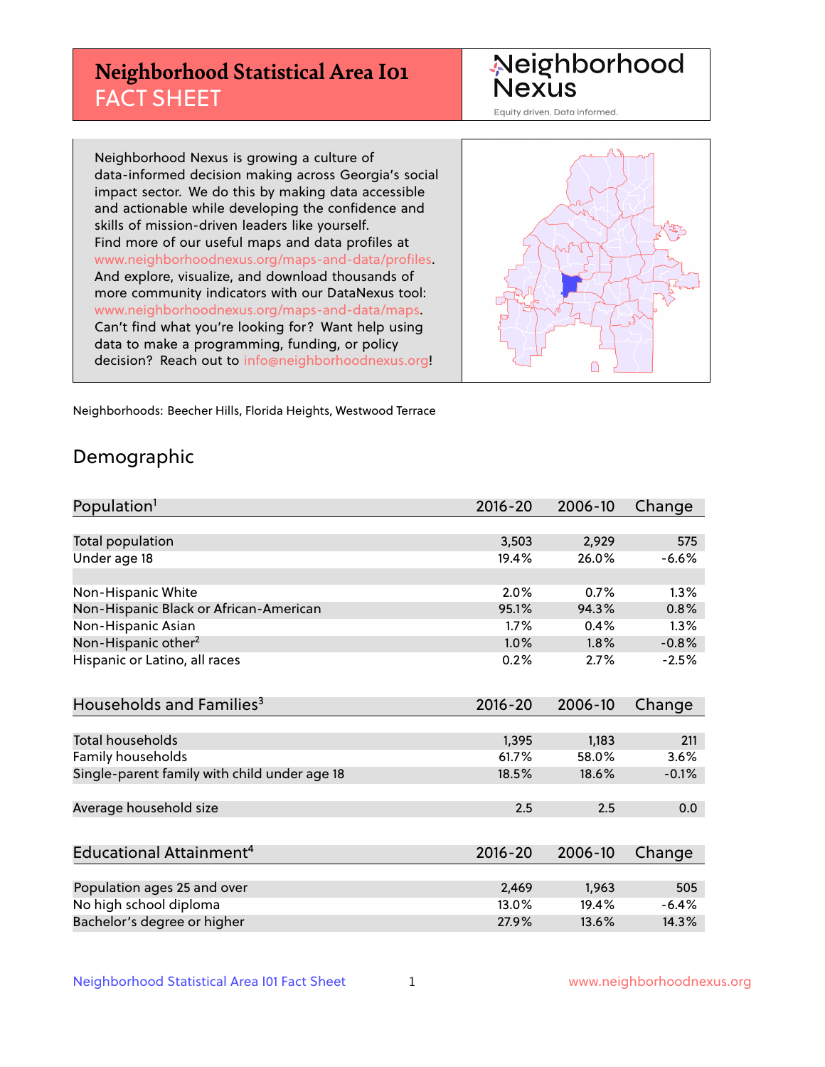# Neighborhood Statistical Area I01 FACT SHEET

Neighborhood Nexus

Equity driven. Data informed.

Neighborhood Nexus is growing a culture of data-informed decision making across Georgia's social impact sector. We do this by making data accessible and actionable while developing the confidence and skills of mission-driven leaders like yourself. Find more of our useful maps and data profiles at www.neighborhoodnexus.org/maps-and-data/profiles. And explore, visualize, and download thousands of more community indicators with our DataNexus tool: www.neighborhoodnexus.org/maps-and-data/maps. Can't find what you're looking for? Want help using data to make a programming, funding, or policy decision? Reach out to info@neighborhoodnexus.org!

Neighborhoods: Beecher Hills, Florida Heights, Westwood Terrace

## Demographic

| Population[1] | 2016-20 | 2006-10 | Change |
|---|---|---|---|
| Total population | 3,503 | 2,929 | 575 |
| Under age 18 | 19.4% | 26.0% | -6.6% |
| | | | |
| Non-Hispanic White | 2.0% | 0.7% | 1.3% |
| Non-Hispanic Black or African-American | 95.1% | 94.3% | 0.8% |
| Non-Hispanic Asian | 1.7% | 0.4% | 1.3% |
| Non-Hispanic other[2] | 1.0% | 1.8% | -0.8% |
| Hispanic or Latino, all races | 0.2% | 2.7% | -2.5% |

| Households and Families[3] | 2016-20 | 2006-10 | Change |
|---|---|---|---|
| Total households | 1,395 | 1,183 | 211 |
| Family households | 61.7% | 58.0% | 3.6% |
| Single-parent family with child under age 18 | 18.5% | 18.6% | -0.1% |
| | | | |
| Average household size | 2.5 | 2.5 | 0.0 |

| Educational Attainment[4] | 2016-20 | 2006-10 | Change |
|---|---|---|---|
| Population ages 25 and over | 2,469 | 1,963 | 505 |
| No high school diploma | 13.0% | 19.4% | -6.4% |
| Bachelor's degree or higher | 27.9% | 13.6% | 14.3% |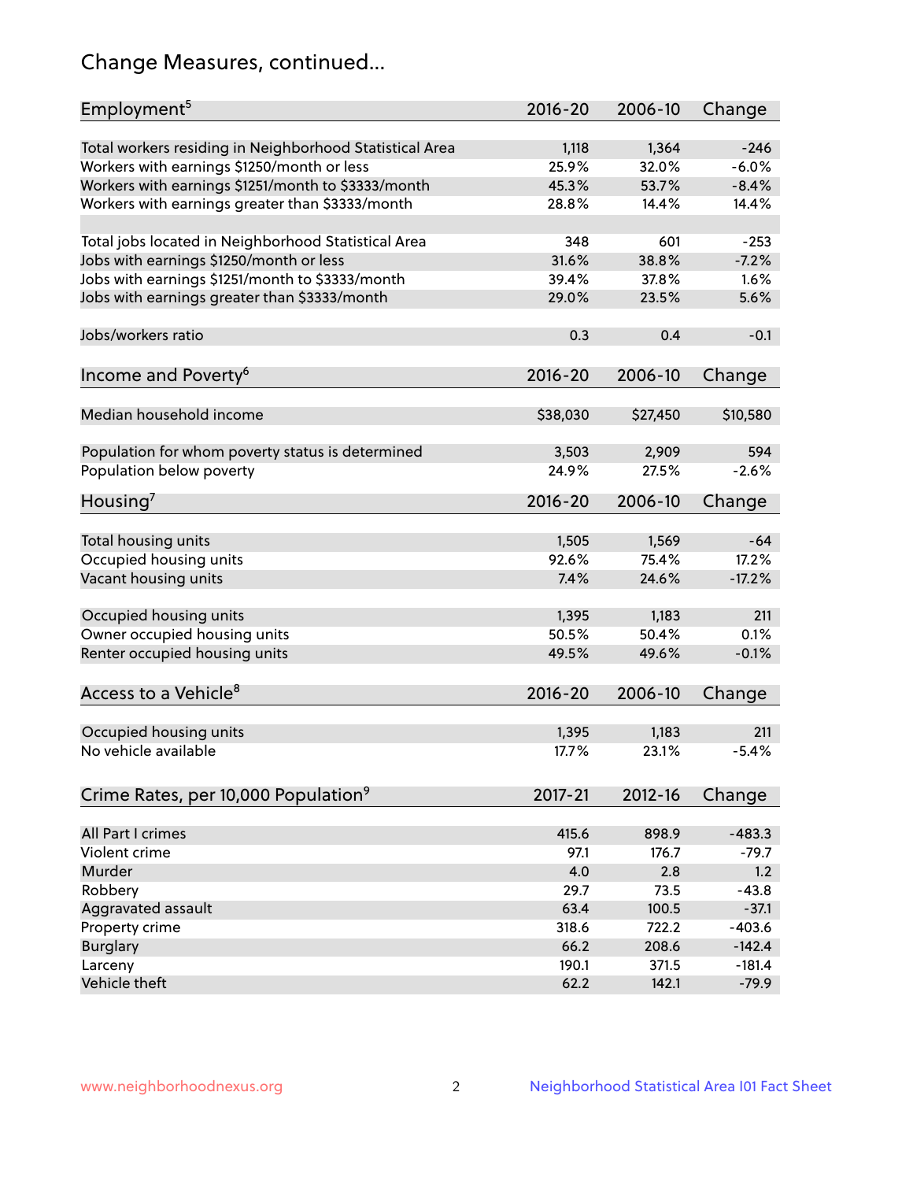# Change Measures, continued...

| Employment[5] | 2016-20 | 2006-10 | Change |
|---|---|---|---|
| Total workers residing in Neighborhood Statistical Area | 1,118 | 1,364 | -246 |
| Workers with earnings $1250/month or less | 25.9% | 32.0% | -6.0% |
| Workers with earnings $1251/month to $3333/month | 45.3% | 53.7% | -8.4% |
| Workers with earnings greater than $3333/month | 28.8% | 14.4% | 14.4% |
| | | | |
| Total jobs located in Neighborhood Statistical Area | 348 | 601 | -253 |
| Jobs with earnings $1250/month or less | 31.6% | 38.8% | -7.2% |
| Jobs with earnings $1251/month to $3333/month | 39.4% | 37.8% | 1.6% |
| Jobs with earnings greater than $3333/month | 29.0% | 23.5% | 5.6% |
| | | | |
| Jobs/workers ratio | 0.3 | 0.4 | -0.1 |

| Income and Poverty[6] | 2016-20 | 2006-10 | Change |
|---|---|---|---|
| Median household income | $38,030 | $27,450 | $10,580 |
| | | | |
| Population for whom poverty status is determined | 3,503 | 2,909 | 594 |
| Population below poverty | 24.9% | 27.5% | -2.6% |

| Housing[7] | 2016-20 | 2006-10 | Change |
|---|---|---|---|
| Total housing units | 1,505 | 1,569 | -64 |
| Occupied housing units | 92.6% | 75.4% | 17.2% |
| Vacant housing units | 7.4% | 24.6% | -17.2% |
| | | | |
| Occupied housing units | 1,395 | 1,183 | 211 |
| Owner occupied housing units | 50.5% | 50.4% | 0.1% |
| Renter occupied housing units | 49.5% | 49.6% | -0.1% |

| Access to a Vehicle[8] | 2016-20 | 2006-10 | Change |
|---|---|---|---|
| Occupied housing units | 1,395 | 1,183 | 211 |
| No vehicle available | 17.7% | 23.1% | -5.4% |

| Crime Rates, per 10,000 Population[9] | 2017-21 | 2012-16 | Change |
|---|---|---|---|
| All Part I crimes | 415.6 | 898.9 | -483.3 |
| Violent crime | 97.1 | 176.7 | -79.7 |
| Murder | 4.0 | 2.8 | 1.2 |
| Robbery | 29.7 | 73.5 | -43.8 |
| Aggravated assault | 63.4 | 100.5 | -37.1 |
| Property crime | 318.6 | 722.2 | -403.6 |
| Burglary | 66.2 | 208.6 | -142.4 |
| Larceny | 190.1 | 371.5 | -181.4 |
| Vehicle theft | 62.2 | 142.1 | -79.9 |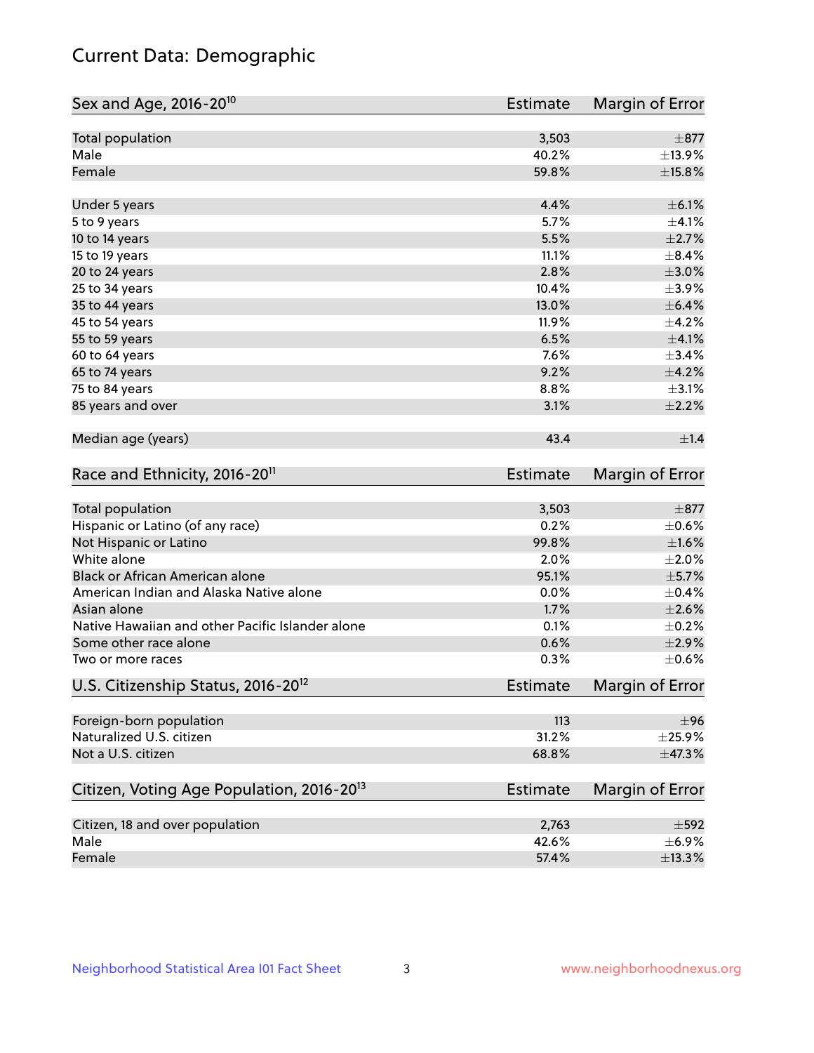# Current Data: Demographic

| Sex and Age, 2016-20[10] | Estimate | Margin of Error |
|---|---|---|
| Total population | 3,503 | ±877 |
| Male | 40.2% | ±13.9% |
| Female | 59.8% | ±15.8% |
| Under 5 years | 4.4% | ±6.1% |
| 5 to 9 years | 5.7% | ±4.1% |
| 10 to 14 years | 5.5% | ±2.7% |
| 15 to 19 years | 11.1% | ±8.4% |
| 20 to 24 years | 2.8% | ±3.0% |
| 25 to 34 years | 10.4% | ±3.9% |
| 35 to 44 years | 13.0% | ±6.4% |
| 45 to 54 years | 11.9% | ±4.2% |
| 55 to 59 years | 6.5% | ±4.1% |
| 60 to 64 years | 7.6% | ±3.4% |
| 65 to 74 years | 9.2% | ±4.2% |
| 75 to 84 years | 8.8% | ±3.1% |
| 85 years and over | 3.1% | ±2.2% |
| Median age (years) | 43.4 | ±1.4 |

| Race and Ethnicity, 2016-20[11] | Estimate | Margin of Error |
|---|---|---|
| Total population | 3,503 | ±877 |
| Hispanic or Latino (of any race) | 0.2% | ±0.6% |
| Not Hispanic or Latino | 99.8% | ±1.6% |
| White alone | 2.0% | ±2.0% |
| Black or African American alone | 95.1% | ±5.7% |
| American Indian and Alaska Native alone | 0.0% | ±0.4% |
| Asian alone | 1.7% | ±2.6% |
| Native Hawaiian and other Pacific Islander alone | 0.1% | ±0.2% |
| Some other race alone | 0.6% | ±2.9% |
| Two or more races | 0.3% | ±0.6% |

| U.S. Citizenship Status, 2016-20[12] | Estimate | Margin of Error |
|---|---|---|
| Foreign-born population | 113 | ±96 |
| Naturalized U.S. citizen | 31.2% | ±25.9% |
| Not a U.S. citizen | 68.8% | ±47.3% |

| Citizen, Voting Age Population, 2016-20[13] | Estimate | Margin of Error |
|---|---|---|
| Citizen, 18 and over population | 2,763 | ±592 |
| Male | 42.6% | ±6.9% |
| Female | 57.4% | ±13.3% |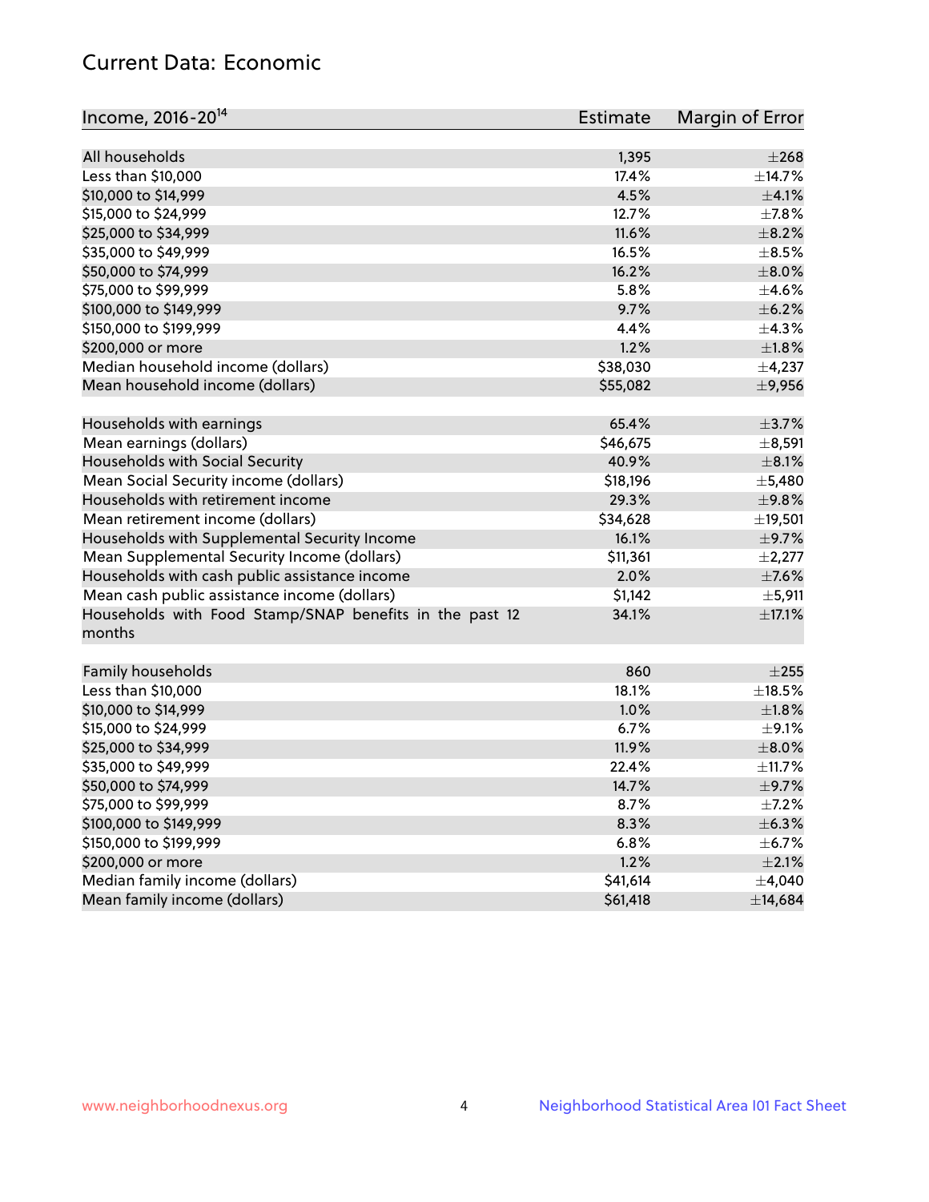## Current Data: Economic

| Income, 2016-20[14] | Estimate | Margin of Error |
|---|---|---|
| All households | 1,395 | ±268 |
| Less than $10,000 | 17.4% | ±14.7% |
| $10,000 to $14,999 | 4.5% | ±4.1% |
| $15,000 to $24,999 | 12.7% | ±7.8% |
| $25,000 to $34,999 | 11.6% | ±8.2% |
| $35,000 to $49,999 | 16.5% | ±8.5% |
| $50,000 to $74,999 | 16.2% | ±8.0% |
| $75,000 to $99,999 | 5.8% | ±4.6% |
| $100,000 to $149,999 | 9.7% | ±6.2% |
| $150,000 to $199,999 | 4.4% | ±4.3% |
| $200,000 or more | 1.2% | ±1.8% |
| Median household income (dollars) | $38,030 | ±4,237 |
| Mean household income (dollars) | $55,082 | ±9,956 |
| | | |
| Households with earnings | 65.4% | ±3.7% |
| Mean earnings (dollars) | $46,675 | ±8,591 |
| Households with Social Security | 40.9% | ±8.1% |
| Mean Social Security income (dollars) | $18,196 | ±5,480 |
| Households with retirement income | 29.3% | ±9.8% |
| Mean retirement income (dollars) | $34,628 | ±19,501 |
| Households with Supplemental Security Income | 16.1% | ±9.7% |
| Mean Supplemental Security Income (dollars) | $11,361 | ±2,277 |
| Households with cash public assistance income | 2.0% | ±7.6% |
| Mean cash public assistance income (dollars) | $1,142 | ±5,911 |
| Households with Food Stamp/SNAP benefits in the past 12 months | 34.1% | ±17.1% |
| | | |
| Family households | 860 | ±255 |
| Less than $10,000 | 18.1% | ±18.5% |
| $10,000 to $14,999 | 1.0% | ±1.8% |
| $15,000 to $24,999 | 6.7% | ±9.1% |
| $25,000 to $34,999 | 11.9% | ±8.0% |
| $35,000 to $49,999 | 22.4% | ±11.7% |
| $50,000 to $74,999 | 14.7% | ±9.7% |
| $75,000 to $99,999 | 8.7% | ±7.2% |
| $100,000 to $149,999 | 8.3% | ±6.3% |
| $150,000 to $199,999 | 6.8% | ±6.7% |
| $200,000 or more | 1.2% | ±2.1% |
| Median family income (dollars) | $41,614 | ±4,040 |
| Mean family income (dollars) | $61,418 | ±14,684 |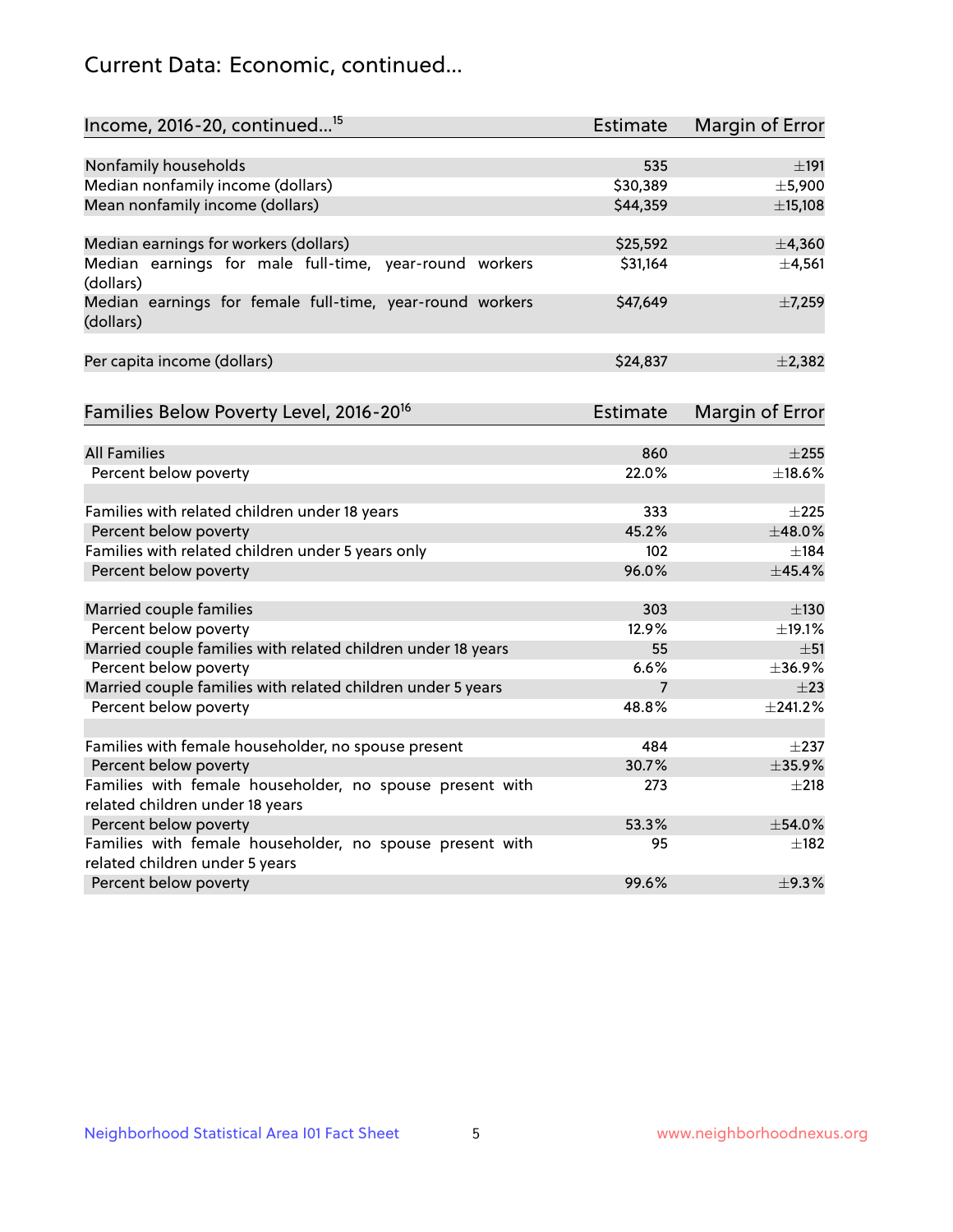# Current Data: Economic, continued...

| Income, 2016-20, continued...[15] | Estimate | Margin of Error |
|---|---|---|
| Nonfamily households | 535 | ±191 |
| Median nonfamily income (dollars) | $30,389 | ±5,900 |
| Mean nonfamily income (dollars) | $44,359 | ±15,108 |
| Median earnings for workers (dollars) | $25,592 | ±4,360 |
| Median earnings for male full-time, year-round workers (dollars) | $31,164 | ±4,561 |
| Median earnings for female full-time, year-round workers (dollars) | $47,649 | ±7,259 |
| Per capita income (dollars) | $24,837 | ±2,382 |

| Families Below Poverty Level, 2016-20[16] | Estimate | Margin of Error |
|---|---|---|
| All Families | 860 | ±255 |
| Percent below poverty | 22.0% | ±18.6% |
| Families with related children under 18 years | 333 | ±225 |
| Percent below poverty | 45.2% | ±48.0% |
| Families with related children under 5 years only | 102 | ±184 |
| Percent below poverty | 96.0% | ±45.4% |
| Married couple families | 303 | ±130 |
| Percent below poverty | 12.9% | ±19.1% |
| Married couple families with related children under 18 years | 55 | ±51 |
| Percent below poverty | 6.6% | ±36.9% |
| Married couple families with related children under 5 years | 7 | ±23 |
| Percent below poverty | 48.8% | ±241.2% |
| Families with female householder, no spouse present | 484 | ±237 |
| Percent below poverty | 30.7% | ±35.9% |
| Families with female householder, no spouse present with related children under 18 years | 273 | ±218 |
| Percent below poverty | 53.3% | ±54.0% |
| Families with female householder, no spouse present with related children under 5 years | 95 | ±182 |
| Percent below poverty | 99.6% | ±9.3% |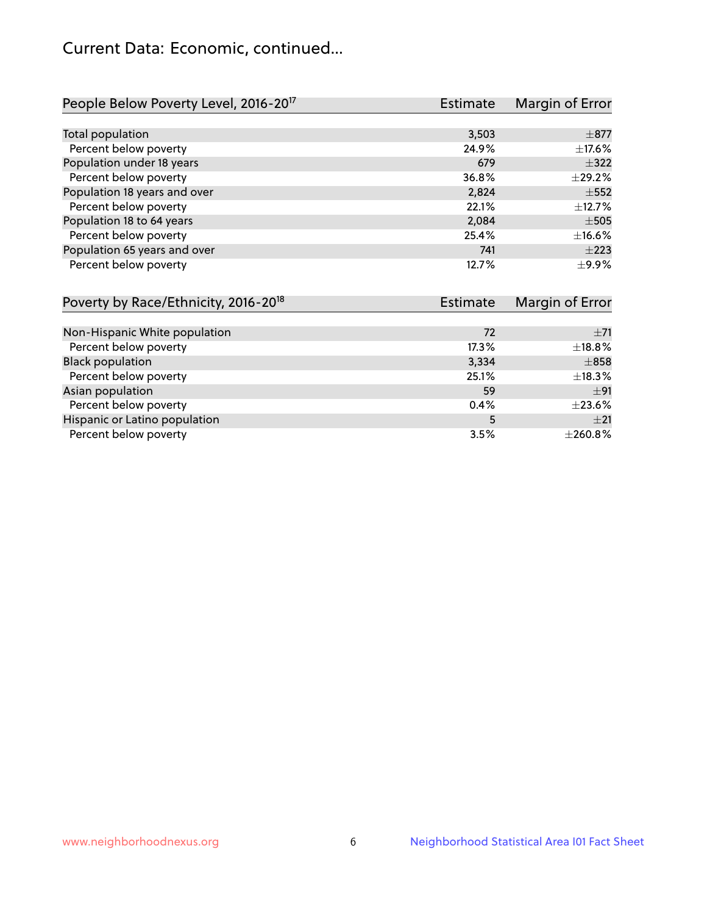## Current Data: Economic, continued...

| People Below Poverty Level, 2016-20[17] | Estimate | Margin of Error |
|---|---|---|
| Total population | 3,503 | ±877 |
| Percent below poverty | 24.9% | ±17.6% |
| Population under 18 years | 679 | ±322 |
| Percent below poverty | 36.8% | ±29.2% |
| Population 18 years and over | 2,824 | ±552 |
| Percent below poverty | 22.1% | ±12.7% |
| Population 18 to 64 years | 2,084 | ±505 |
| Percent below poverty | 25.4% | ±16.6% |
| Population 65 years and over | 741 | ±223 |
| Percent below poverty | 12.7% | ±9.9% |

| Poverty by Race/Ethnicity, 2016-20[18] | Estimate | Margin of Error |
|---|---|---|
| Non-Hispanic White population | 72 | ±71 |
| Percent below poverty | 17.3% | ±18.8% |
| Black population | 3,334 | ±858 |
| Percent below poverty | 25.1% | ±18.3% |
| Asian population | 59 | ±91 |
| Percent below poverty | 0.4% | ±23.6% |
| Hispanic or Latino population | 5 | ±21 |
| Percent below poverty | 3.5% | ±260.8% |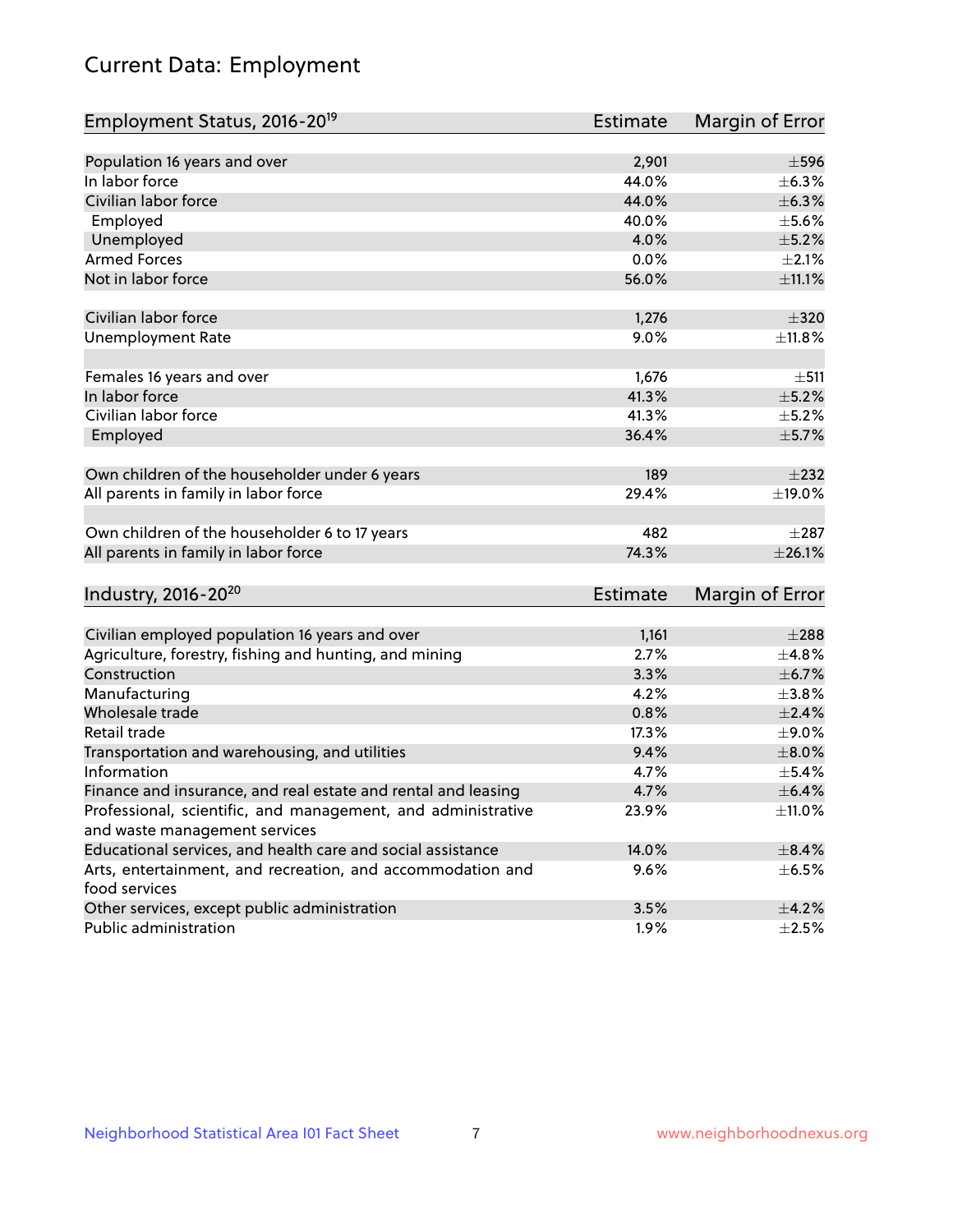# Current Data: Employment

| Employment Status, 2016-20[19] | Estimate | Margin of Error |
|---|---|---|
| Population 16 years and over | 2,901 | ±596 |
| In labor force | 44.0% | ±6.3% |
| Civilian labor force | 44.0% | ±6.3% |
| Employed | 40.0% | ±5.6% |
| Unemployed | 4.0% | ±5.2% |
| Armed Forces | 0.0% | ±2.1% |
| Not in labor force | 56.0% | ±11.1% |
| | | |
| Civilian labor force | 1,276 | ±320 |
| Unemployment Rate | 9.0% | ±11.8% |
| | | |
| Females 16 years and over | 1,676 | ±511 |
| In labor force | 41.3% | ±5.2% |
| Civilian labor force | 41.3% | ±5.2% |
| Employed | 36.4% | ±5.7% |
| | | |
| Own children of the householder under 6 years | 189 | ±232 |
| All parents in family in labor force | 29.4% | ±19.0% |
| | | |
| Own children of the householder 6 to 17 years | 482 | ±287 |
| All parents in family in labor force | 74.3% | ±26.1% |

| Industry, 2016-20[20] | Estimate | Margin of Error |
|---|---|---|
| Civilian employed population 16 years and over | 1,161 | ±288 |
| Agriculture, forestry, fishing and hunting, and mining | 2.7% | ±4.8% |
| Construction | 3.3% | ±6.7% |
| Manufacturing | 4.2% | ±3.8% |
| Wholesale trade | 0.8% | ±2.4% |
| Retail trade | 17.3% | ±9.0% |
| Transportation and warehousing, and utilities | 9.4% | ±8.0% |
| Information | 4.7% | ±5.4% |
| Finance and insurance, and real estate and rental and leasing | 4.7% | ±6.4% |
| Professional, scientific, and management, and administrative and waste management services | 23.9% | ±11.0% |
| Educational services, and health care and social assistance | 14.0% | ±8.4% |
| Arts, entertainment, and recreation, and accommodation and food services | 9.6% | ±6.5% |
| Other services, except public administration | 3.5% | ±4.2% |
| Public administration | 1.9% | ±2.5% |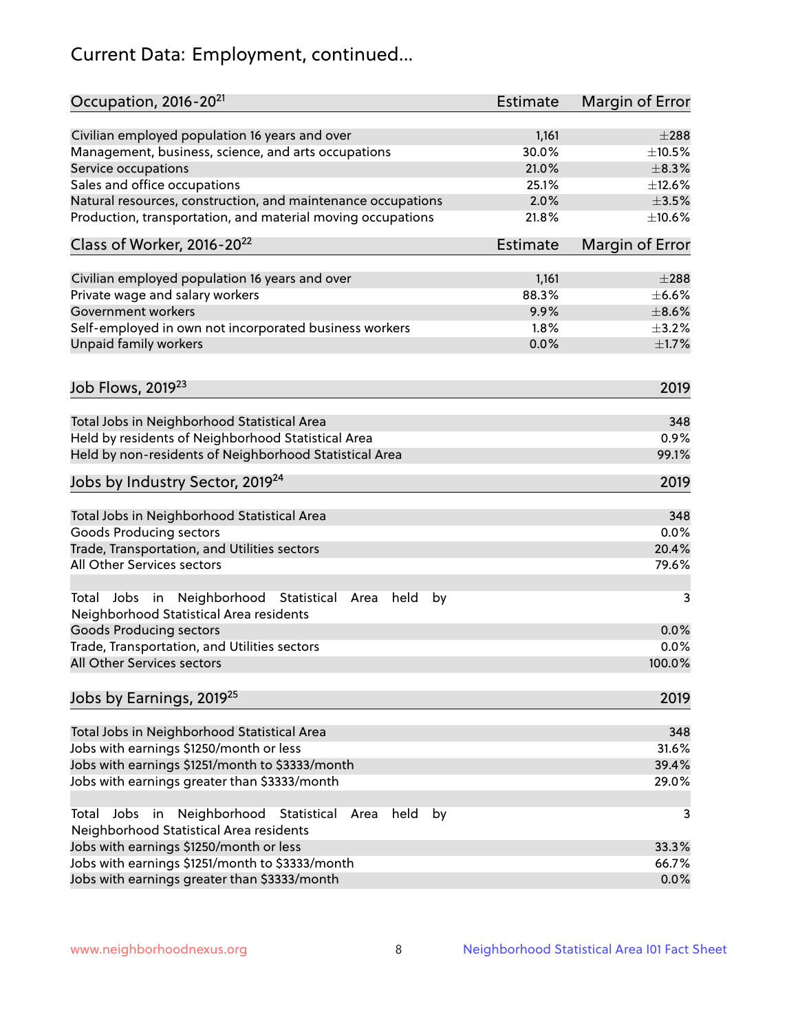# Current Data: Employment, continued...

| Occupation, 2016-20[21] | Estimate | Margin of Error |
|---|---|---|
| Civilian employed population 16 years and over | 1,161 | ±288 |
| Management, business, science, and arts occupations | 30.0% | ±10.5% |
| Service occupations | 21.0% | ±8.3% |
| Sales and office occupations | 25.1% | ±12.6% |
| Natural resources, construction, and maintenance occupations | 2.0% | ±3.5% |
| Production, transportation, and material moving occupations | 21.8% | ±10.6% |

| Class of Worker, 2016-20[22] | Estimate | Margin of Error |
|---|---|---|
| Civilian employed population 16 years and over | 1,161 | ±288 |
| Private wage and salary workers | 88.3% | ±6.6% |
| Government workers | 9.9% | ±8.6% |
| Self-employed in own not incorporated business workers | 1.8% | ±3.2% |
| Unpaid family workers | 0.0% | ±1.7% |

| Job Flows, 2019[23] | 2019 |
|---|---|
| Total Jobs in Neighborhood Statistical Area | 348 |
| Held by residents of Neighborhood Statistical Area | 0.9% |
| Held by non-residents of Neighborhood Statistical Area | 99.1% |

| Jobs by Industry Sector, 2019[24] | 2019 |
|---|---|
| Total Jobs in Neighborhood Statistical Area | 348 |
| Goods Producing sectors | 0.0% |
| Trade, Transportation, and Utilities sectors | 20.4% |
| All Other Services sectors | 79.6% |
| Total Jobs in Neighborhood Statistical Area held by Neighborhood Statistical Area residents | 3 |
| Goods Producing sectors | 0.0% |
| Trade, Transportation, and Utilities sectors | 0.0% |
| All Other Services sectors | 100.0% |

| Jobs by Earnings, 2019[25] | 2019 |
|---|---|
| Total Jobs in Neighborhood Statistical Area | 348 |
| Jobs with earnings $1250/month or less | 31.6% |
| Jobs with earnings $1251/month to $3333/month | 39.4% |
| Jobs with earnings greater than $3333/month | 29.0% |
| Total Jobs in Neighborhood Statistical Area held by Neighborhood Statistical Area residents | 3 |
| Jobs with earnings $1250/month or less | 33.3% |
| Jobs with earnings $1251/month to $3333/month | 66.7% |
| Jobs with earnings greater than $3333/month | 0.0% |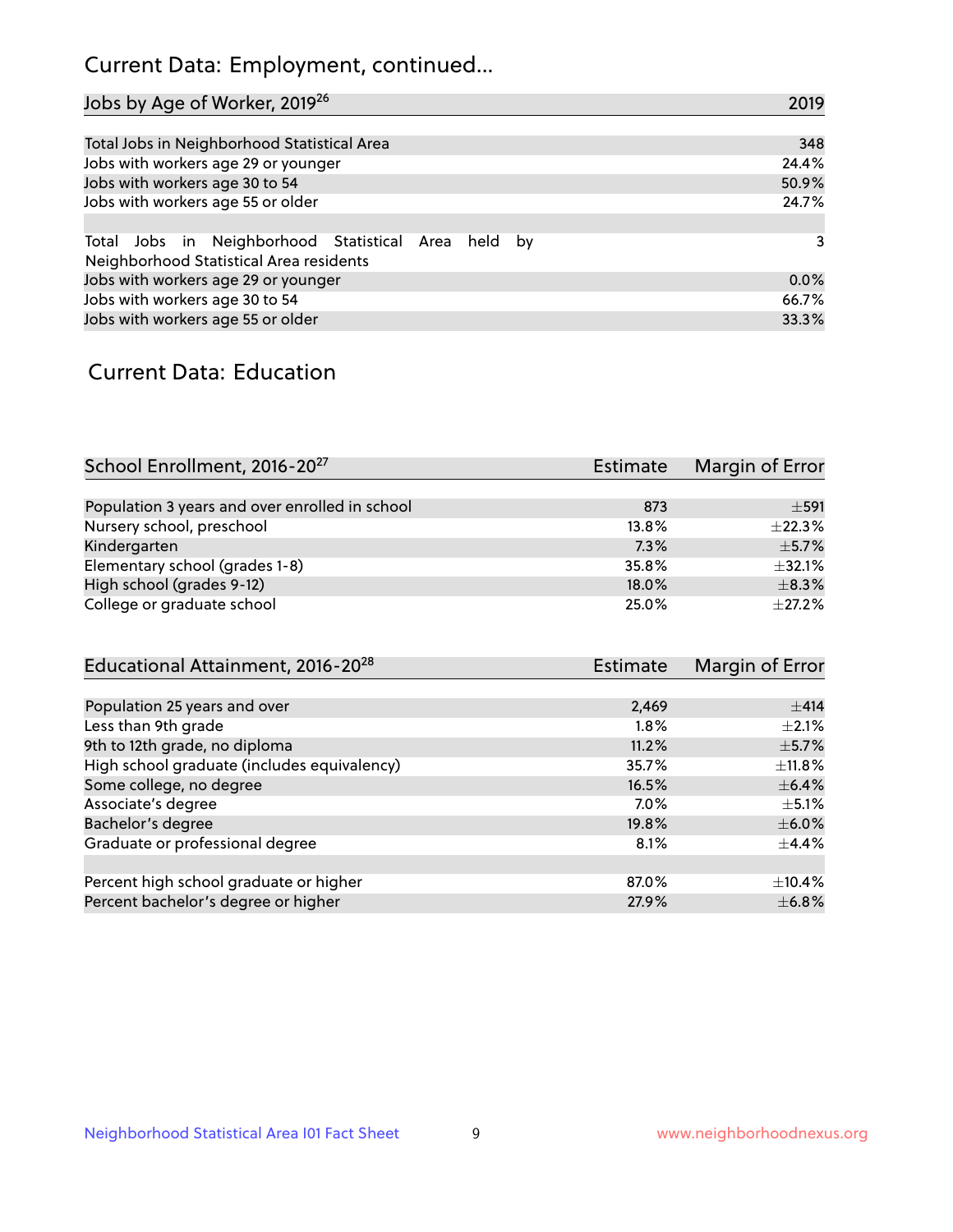## Current Data: Employment, continued...

| Jobs by Age of Worker, 2019[26] | 2019 |
|---|---|
| Total Jobs in Neighborhood Statistical Area | 348 |
| Jobs with workers age 29 or younger | 24.4% |
| Jobs with workers age 30 to 54 | 50.9% |
| Jobs with workers age 55 or older | 24.7% |
| | |
| Total Jobs in Neighborhood Statistical Area held by Neighborhood Statistical Area residents | 3 |
| Jobs with workers age 29 or younger | 0.0% |
| Jobs with workers age 30 to 54 | 66.7% |
| Jobs with workers age 55 or older | 33.3% |

## Current Data: Education

| School Enrollment, 2016-20[27] | Estimate | Margin of Error |
|---|---|---|
| Population 3 years and over enrolled in school | 873 | ±591 |
| Nursery school, preschool | 13.8% | ±22.3% |
| Kindergarten | 7.3% | ±5.7% |
| Elementary school (grades 1-8) | 35.8% | ±32.1% |
| High school (grades 9-12) | 18.0% | ±8.3% |
| College or graduate school | 25.0% | ±27.2% |

| Educational Attainment, 2016-20[28] | Estimate | Margin of Error |
|---|---|---|
| Population 25 years and over | 2,469 | ±414 |
| Less than 9th grade | 1.8% | ±2.1% |
| 9th to 12th grade, no diploma | 11.2% | ±5.7% |
| High school graduate (includes equivalency) | 35.7% | ±11.8% |
| Some college, no degree | 16.5% | ±6.4% |
| Associate's degree | 7.0% | ±5.1% |
| Bachelor's degree | 19.8% | ±6.0% |
| Graduate or professional degree | 8.1% | ±4.4% |
| | | |
| Percent high school graduate or higher | 87.0% | ±10.4% |
| Percent bachelor's degree or higher | 27.9% | ±6.8% |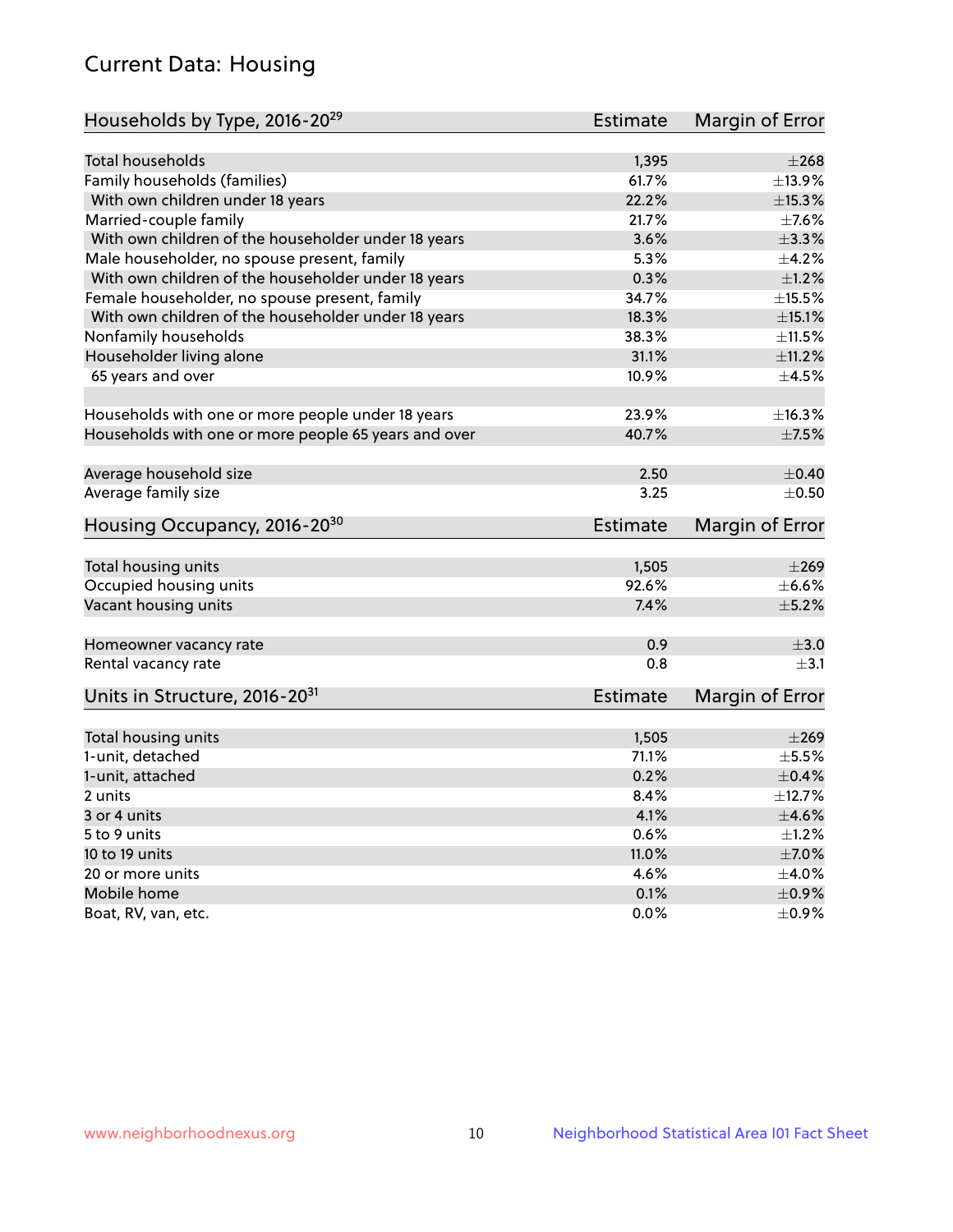## Current Data: Housing

| Households by Type, 2016-20[29] | Estimate | Margin of Error |
|---|---|---|
| Total households | 1,395 | ±268 |
| Family households (families) | 61.7% | ±13.9% |
| With own children under 18 years | 22.2% | ±15.3% |
| Married-couple family | 21.7% | ±7.6% |
| With own children of the householder under 18 years | 3.6% | ±3.3% |
| Male householder, no spouse present, family | 5.3% | ±4.2% |
| With own children of the householder under 18 years | 0.3% | ±1.2% |
| Female householder, no spouse present, family | 34.7% | ±15.5% |
| With own children of the householder under 18 years | 18.3% | ±15.1% |
| Nonfamily households | 38.3% | ±11.5% |
| Householder living alone | 31.1% | ±11.2% |
| 65 years and over | 10.9% | ±4.5% |
| Households with one or more people under 18 years | 23.9% | ±16.3% |
| Households with one or more people 65 years and over | 40.7% | ±7.5% |
| Average household size | 2.50 | ±0.40 |
| Average family size | 3.25 | ±0.50 |

| Housing Occupancy, 2016-20[30] | Estimate | Margin of Error |
|---|---|---|
| Total housing units | 1,505 | ±269 |
| Occupied housing units | 92.6% | ±6.6% |
| Vacant housing units | 7.4% | ±5.2% |
| Homeowner vacancy rate | 0.9 | ±3.0 |
| Rental vacancy rate | 0.8 | ±3.1 |

| Units in Structure, 2016-20[31] | Estimate | Margin of Error |
|---|---|---|
| Total housing units | 1,505 | ±269 |
| 1-unit, detached | 71.1% | ±5.5% |
| 1-unit, attached | 0.2% | ±0.4% |
| 2 units | 8.4% | ±12.7% |
| 3 or 4 units | 4.1% | ±4.6% |
| 5 to 9 units | 0.6% | ±1.2% |
| 10 to 19 units | 11.0% | ±7.0% |
| 20 or more units | 4.6% | ±4.0% |
| Mobile home | 0.1% | ±0.9% |
| Boat, RV, van, etc. | 0.0% | ±0.9% |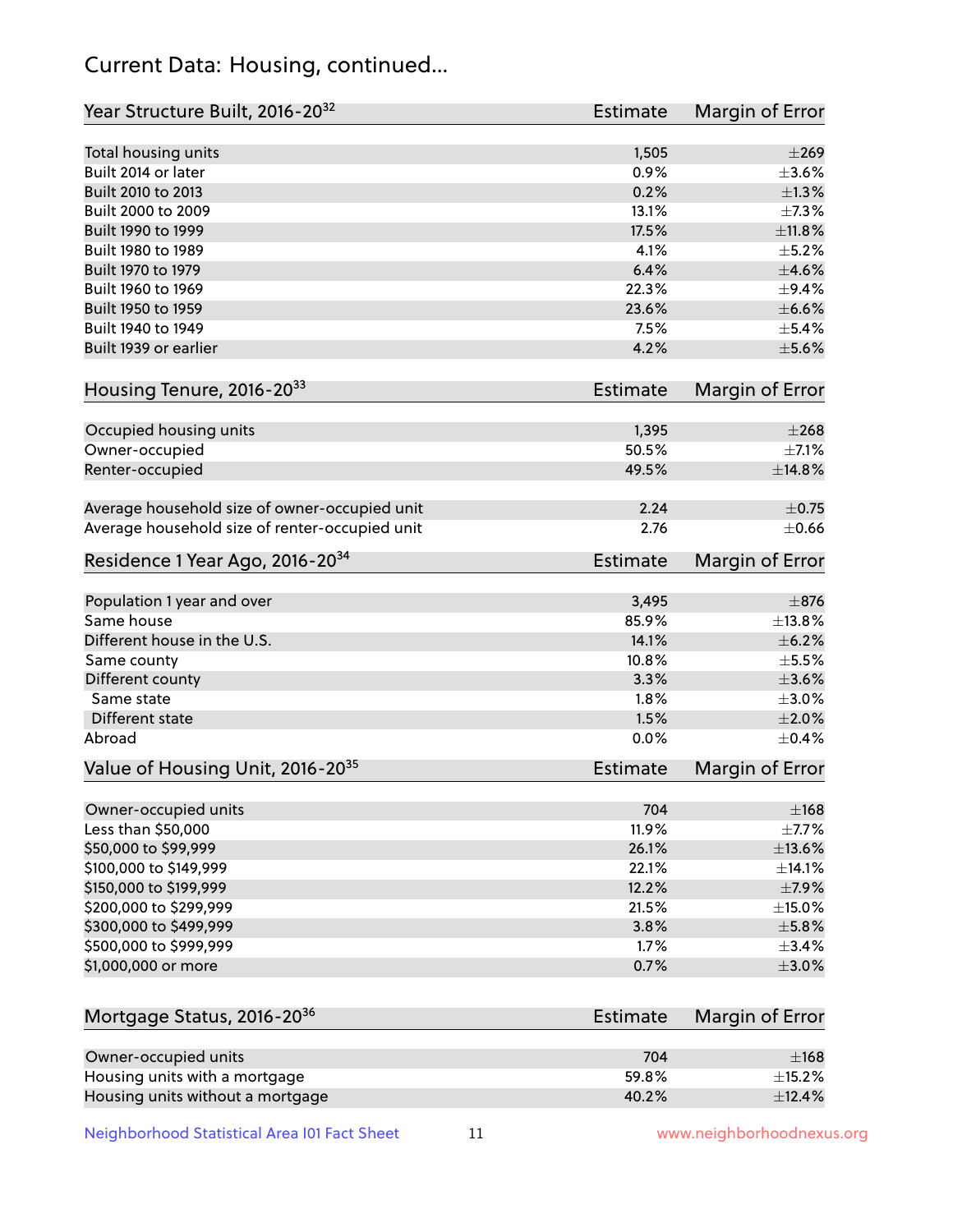# Current Data: Housing, continued...

| Year Structure Built, 2016-20[32] | Estimate | Margin of Error |
|---|---|---|
| Total housing units | 1,505 | ±269 |
| Built 2014 or later | 0.9% | ±3.6% |
| Built 2010 to 2013 | 0.2% | ±1.3% |
| Built 2000 to 2009 | 13.1% | ±7.3% |
| Built 1990 to 1999 | 17.5% | ±11.8% |
| Built 1980 to 1989 | 4.1% | ±5.2% |
| Built 1970 to 1979 | 6.4% | ±4.6% |
| Built 1960 to 1969 | 22.3% | ±9.4% |
| Built 1950 to 1959 | 23.6% | ±6.6% |
| Built 1940 to 1949 | 7.5% | ±5.4% |
| Built 1939 or earlier | 4.2% | ±5.6% |

| Housing Tenure, 2016-20[33] | Estimate | Margin of Error |
|---|---|---|
| Occupied housing units | 1,395 | ±268 |
| Owner-occupied | 50.5% | ±7.1% |
| Renter-occupied | 49.5% | ±14.8% |
| Average household size of owner-occupied unit | 2.24 | ±0.75 |
| Average household size of renter-occupied unit | 2.76 | ±0.66 |

| Residence 1 Year Ago, 2016-20[34] | Estimate | Margin of Error |
|---|---|---|
| Population 1 year and over | 3,495 | ±876 |
| Same house | 85.9% | ±13.8% |
| Different house in the U.S. | 14.1% | ±6.2% |
| Same county | 10.8% | ±5.5% |
| Different county | 3.3% | ±3.6% |
| Same state | 1.8% | ±3.0% |
| Different state | 1.5% | ±2.0% |
| Abroad | 0.0% | ±0.4% |

| Value of Housing Unit, 2016-20[35] | Estimate | Margin of Error |
|---|---|---|
| Owner-occupied units | 704 | ±168 |
| Less than $50,000 | 11.9% | ±7.7% |
| $50,000 to $99,999 | 26.1% | ±13.6% |
| $100,000 to $149,999 | 22.1% | ±14.1% |
| $150,000 to $199,999 | 12.2% | ±7.9% |
| $200,000 to $299,999 | 21.5% | ±15.0% |
| $300,000 to $499,999 | 3.8% | ±5.8% |
| $500,000 to $999,999 | 1.7% | ±3.4% |
| $1,000,000 or more | 0.7% | ±3.0% |

| Mortgage Status, 2016-20[36] | Estimate | Margin of Error |
|---|---|---|
| Owner-occupied units | 704 | ±168 |
| Housing units with a mortgage | 59.8% | ±15.2% |
| Housing units without a mortgage | 40.2% | ±12.4% |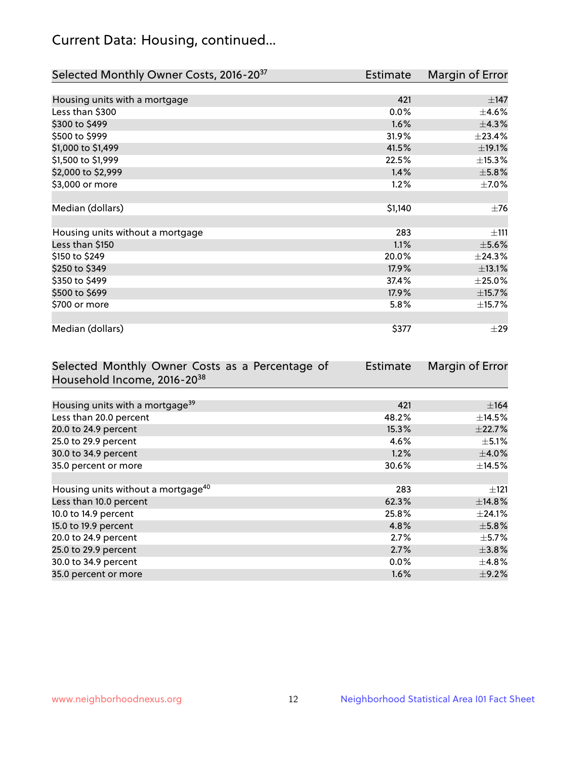## Current Data: Housing, continued...

| Selected Monthly Owner Costs, 2016-20[37] | Estimate | Margin of Error |
|---|---|---|
| Housing units with a mortgage | 421 | ±147 |
| Less than $300 | 0.0% | ±4.6% |
| $300 to $499 | 1.6% | ±4.3% |
| $500 to $999 | 31.9% | ±23.4% |
| $1,000 to $1,499 | 41.5% | ±19.1% |
| $1,500 to $1,999 | 22.5% | ±15.3% |
| $2,000 to $2,999 | 1.4% | ±5.8% |
| $3,000 or more | 1.2% | ±7.0% |
| | | |
| Median (dollars) | $1,140 | ±76 |
| | | |
| Housing units without a mortgage | 283 | ±111 |
| Less than $150 | 1.1% | ±5.6% |
| $150 to $249 | 20.0% | ±24.3% |
| $250 to $349 | 17.9% | ±13.1% |
| $350 to $499 | 37.4% | ±25.0% |
| $500 to $699 | 17.9% | ±15.7% |
| $700 or more | 5.8% | ±15.7% |
| | | |
| Median (dollars) | $377 | ±29 |

| Selected Monthly Owner Costs as a Percentage of Household Income, 2016-20[38] | Estimate | Margin of Error |
|---|---|---|
| Housing units with a mortgage[39] | 421 | ±164 |
| Less than 20.0 percent | 48.2% | ±14.5% |
| 20.0 to 24.9 percent | 15.3% | ±22.7% |
| 25.0 to 29.9 percent | 4.6% | ±5.1% |
| 30.0 to 34.9 percent | 1.2% | ±4.0% |
| 35.0 percent or more | 30.6% | ±14.5% |
| | | |
| Housing units without a mortgage[40] | 283 | ±121 |
| Less than 10.0 percent | 62.3% | ±14.8% |
| 10.0 to 14.9 percent | 25.8% | ±24.1% |
| 15.0 to 19.9 percent | 4.8% | ±5.8% |
| 20.0 to 24.9 percent | 2.7% | ±5.7% |
| 25.0 to 29.9 percent | 2.7% | ±3.8% |
| 30.0 to 34.9 percent | 0.0% | ±4.8% |
| 35.0 percent or more | 1.6% | ±9.2% |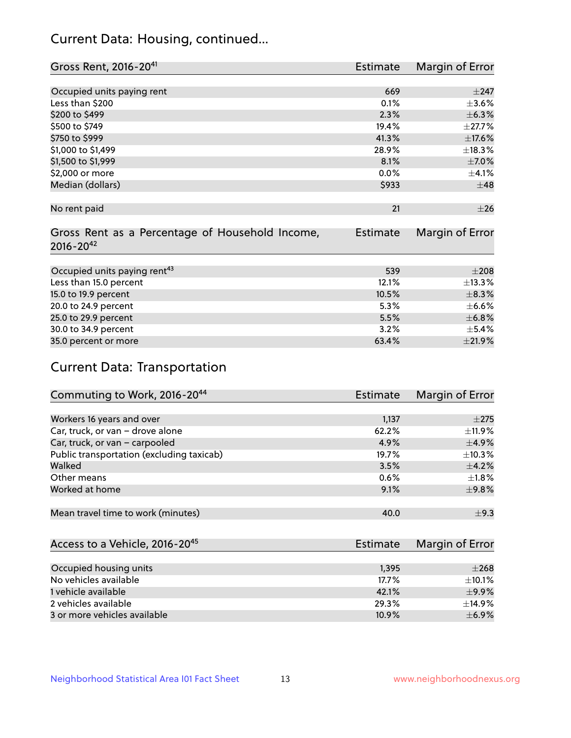## Current Data: Housing, continued...

| Gross Rent, 2016-20[41] | Estimate | Margin of Error |
|---|---|---|
| Occupied units paying rent | 669 | ±247 |
| Less than $200 | 0.1% | ±3.6% |
| $200 to $499 | 2.3% | ±6.3% |
| $500 to $749 | 19.4% | ±27.7% |
| $750 to $999 | 41.3% | ±17.6% |
| $1,000 to $1,499 | 28.9% | ±18.3% |
| $1,500 to $1,999 | 8.1% | ±7.0% |
| $2,000 or more | 0.0% | ±4.1% |
| Median (dollars) | $933 | ±48 |
| No rent paid | 21 | ±26 |

| Gross Rent as a Percentage of Household Income, 2016-20[42] | Estimate | Margin of Error |
|---|---|---|
| Occupied units paying rent[43] | 539 | ±208 |
| Less than 15.0 percent | 12.1% | ±13.3% |
| 15.0 to 19.9 percent | 10.5% | ±8.3% |
| 20.0 to 24.9 percent | 5.3% | ±6.6% |
| 25.0 to 29.9 percent | 5.5% | ±6.8% |
| 30.0 to 34.9 percent | 3.2% | ±5.4% |
| 35.0 percent or more | 63.4% | ±21.9% |

## Current Data: Transportation

| Commuting to Work, 2016-20[44] | Estimate | Margin of Error |
|---|---|---|
| Workers 16 years and over | 1,137 | ±275 |
| Car, truck, or van – drove alone | 62.2% | ±11.9% |
| Car, truck, or van – carpooled | 4.9% | ±4.9% |
| Public transportation (excluding taxicab) | 19.7% | ±10.3% |
| Walked | 3.5% | ±4.2% |
| Other means | 0.6% | ±1.8% |
| Worked at home | 9.1% | ±9.8% |
| Mean travel time to work (minutes) | 40.0 | ±9.3 |

| Access to a Vehicle, 2016-20[45] | Estimate | Margin of Error |
|---|---|---|
| Occupied housing units | 1,395 | ±268 |
| No vehicles available | 17.7% | ±10.1% |
| 1 vehicle available | 42.1% | ±9.9% |
| 2 vehicles available | 29.3% | ±14.9% |
| 3 or more vehicles available | 10.9% | ±6.9% |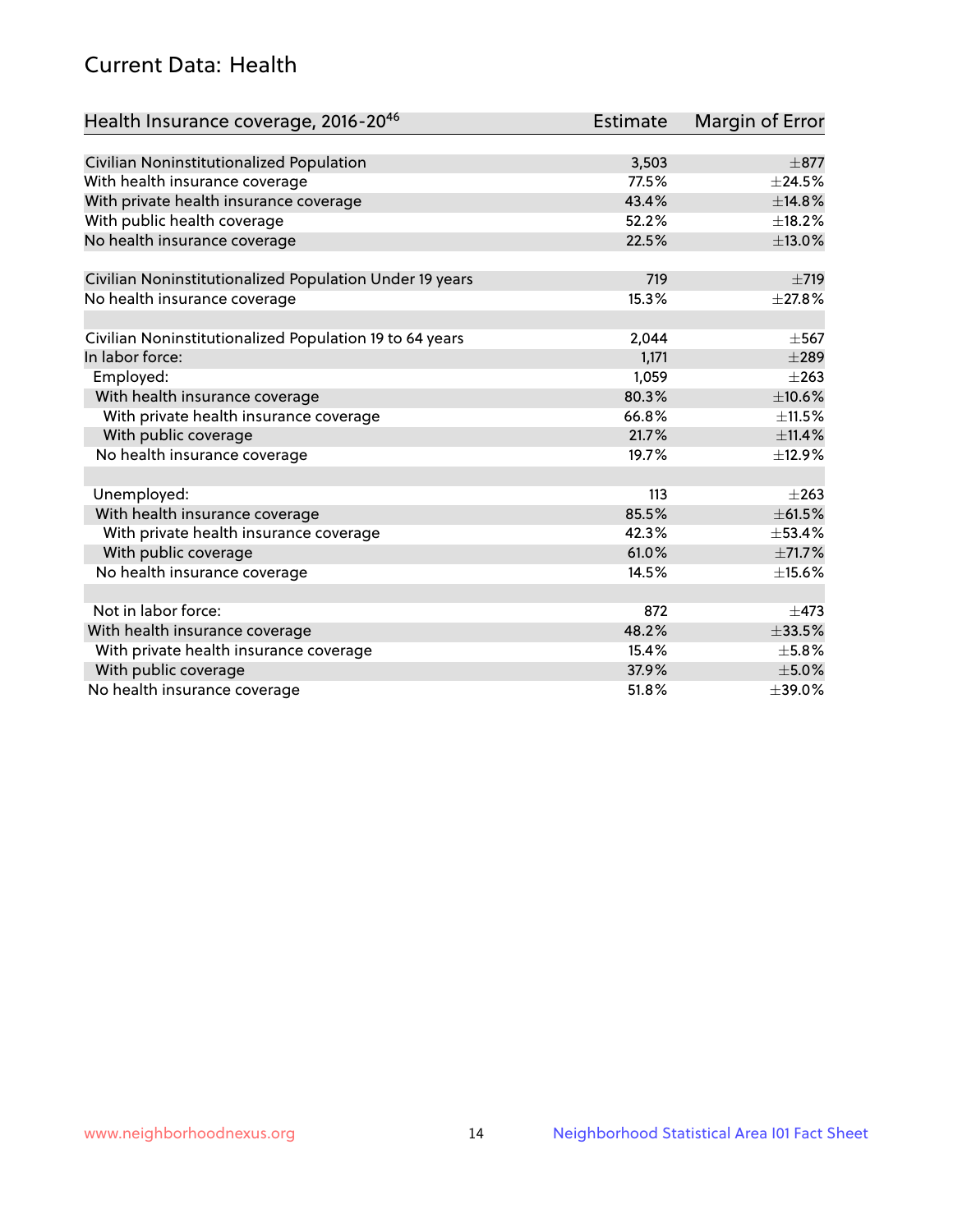## Current Data: Health

| Health Insurance coverage, 2016-20[46] | Estimate | Margin of Error |
|---|---|---|
| Civilian Noninstitutionalized Population | 3,503 | ±877 |
| With health insurance coverage | 77.5% | ±24.5% |
| With private health insurance coverage | 43.4% | ±14.8% |
| With public health coverage | 52.2% | ±18.2% |
| No health insurance coverage | 22.5% | ±13.0% |
| | | |
| Civilian Noninstitutionalized Population Under 19 years | 719 | ±719 |
| No health insurance coverage | 15.3% | ±27.8% |
| | | |
| Civilian Noninstitutionalized Population 19 to 64 years | 2,044 | ±567 |
| In labor force: | 1,171 | ±289 |
| Employed: | 1,059 | ±263 |
| With health insurance coverage | 80.3% | ±10.6% |
| With private health insurance coverage | 66.8% | ±11.5% |
| With public coverage | 21.7% | ±11.4% |
| No health insurance coverage | 19.7% | ±12.9% |
| | | |
| Unemployed: | 113 | ±263 |
| With health insurance coverage | 85.5% | ±61.5% |
| With private health insurance coverage | 42.3% | ±53.4% |
| With public coverage | 61.0% | ±71.7% |
| No health insurance coverage | 14.5% | ±15.6% |
| | | |
| Not in labor force: | 872 | ±473 |
| With health insurance coverage | 48.2% | ±33.5% |
| With private health insurance coverage | 15.4% | ±5.8% |
| With public coverage | 37.9% | ±5.0% |
| No health insurance coverage | 51.8% | ±39.0% |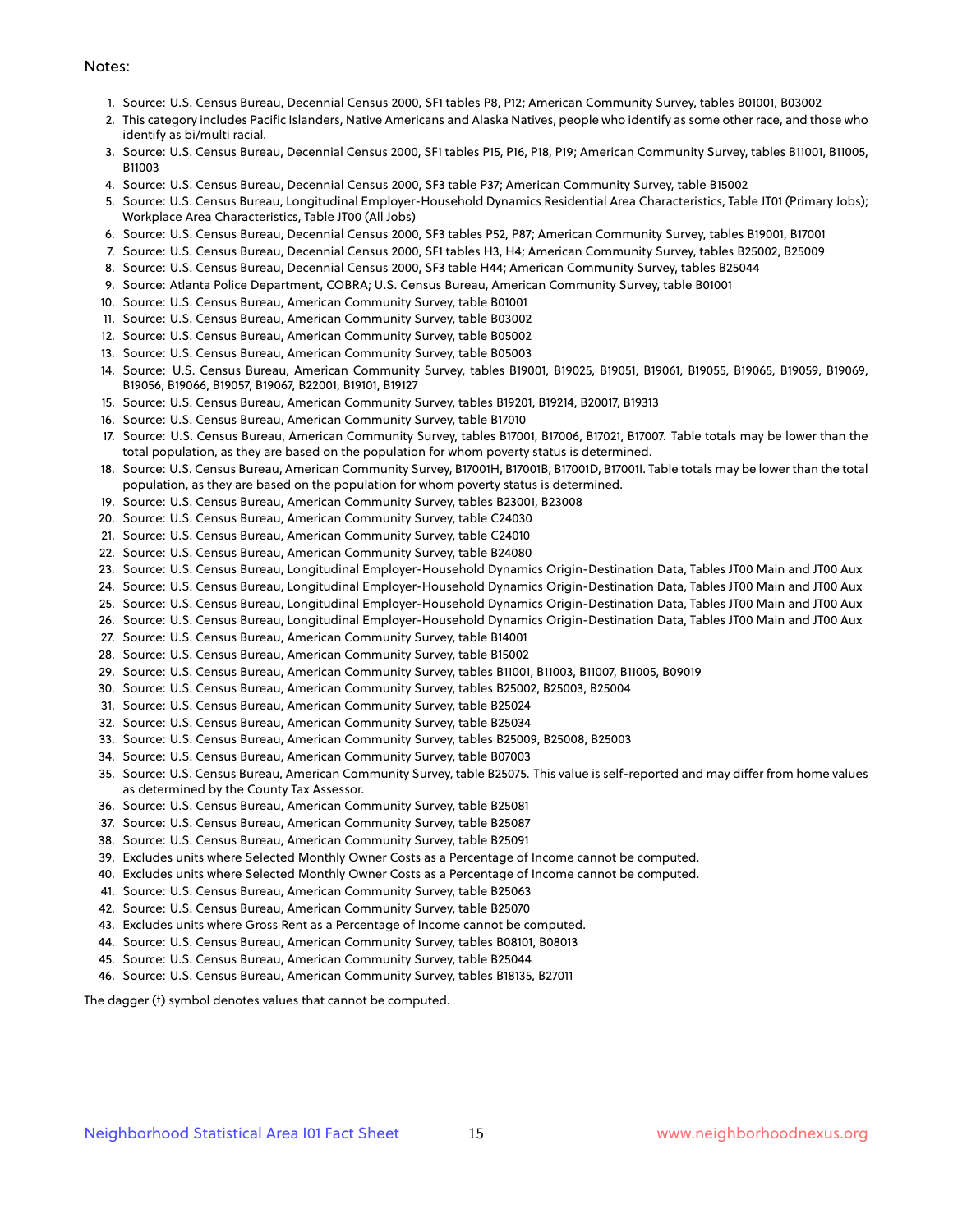Notes:

1. Source: U.S. Census Bureau, Decennial Census 2000, SF1 tables P8, P12; American Community Survey, tables B01001, B03002
2. This category includes Pacific Islanders, Native Americans and Alaska Natives, people who identify as some other race, and those who identify as bi/multi racial.
3. Source: U.S. Census Bureau, Decennial Census 2000, SF1 tables P15, P16, P18, P19; American Community Survey, tables B11001, B11005, B11003
4. Source: U.S. Census Bureau, Decennial Census 2000, SF3 table P37; American Community Survey, table B15002
5. Source: U.S. Census Bureau, Longitudinal Employer-Household Dynamics Residential Area Characteristics, Table JT01 (Primary Jobs); Workplace Area Characteristics, Table JT00 (All Jobs)
6. Source: U.S. Census Bureau, Decennial Census 2000, SF3 tables P52, P87; American Community Survey, tables B19001, B17001
7. Source: U.S. Census Bureau, Decennial Census 2000, SF1 tables H3, H4; American Community Survey, tables B25002, B25009
8. Source: U.S. Census Bureau, Decennial Census 2000, SF3 table H44; American Community Survey, tables B25044
9. Source: Atlanta Police Department, COBRA; U.S. Census Bureau, American Community Survey, table B01001
10. Source: U.S. Census Bureau, American Community Survey, table B01001
11. Source: U.S. Census Bureau, American Community Survey, table B03002
12. Source: U.S. Census Bureau, American Community Survey, table B05002
13. Source: U.S. Census Bureau, American Community Survey, table B05003
14. Source: U.S. Census Bureau, American Community Survey, tables B19001, B19025, B19051, B19061, B19055, B19065, B19059, B19069, B19056, B19066, B19057, B19067, B22001, B19101, B19127
15. Source: U.S. Census Bureau, American Community Survey, tables B19201, B19214, B20017, B19313
16. Source: U.S. Census Bureau, American Community Survey, table B17010
17. Source: U.S. Census Bureau, American Community Survey, tables B17001, B17006, B17021, B17007. Table totals may be lower than the total population, as they are based on the population for whom poverty status is determined.
18. Source: U.S. Census Bureau, American Community Survey, B17001H, B17001B, B17001D, B17001I. Table totals may be lower than the total population, as they are based on the population for whom poverty status is determined.
19. Source: U.S. Census Bureau, American Community Survey, tables B23001, B23008
20. Source: U.S. Census Bureau, American Community Survey, table C24030
21. Source: U.S. Census Bureau, American Community Survey, table C24010
22. Source: U.S. Census Bureau, American Community Survey, table B24080
23. Source: U.S. Census Bureau, Longitudinal Employer-Household Dynamics Origin-Destination Data, Tables JT00 Main and JT00 Aux
24. Source: U.S. Census Bureau, Longitudinal Employer-Household Dynamics Origin-Destination Data, Tables JT00 Main and JT00 Aux
25. Source: U.S. Census Bureau, Longitudinal Employer-Household Dynamics Origin-Destination Data, Tables JT00 Main and JT00 Aux
26. Source: U.S. Census Bureau, Longitudinal Employer-Household Dynamics Origin-Destination Data, Tables JT00 Main and JT00 Aux
27. Source: U.S. Census Bureau, American Community Survey, table B14001
28. Source: U.S. Census Bureau, American Community Survey, table B15002
29. Source: U.S. Census Bureau, American Community Survey, tables B11001, B11003, B11007, B11005, B09019
30. Source: U.S. Census Bureau, American Community Survey, tables B25002, B25003, B25004
31. Source: U.S. Census Bureau, American Community Survey, table B25024
32. Source: U.S. Census Bureau, American Community Survey, table B25034
33. Source: U.S. Census Bureau, American Community Survey, tables B25009, B25008, B25003
34. Source: U.S. Census Bureau, American Community Survey, table B07003
35. Source: U.S. Census Bureau, American Community Survey, table B25075. This value is self-reported and may differ from home values as determined by the County Tax Assessor.
36. Source: U.S. Census Bureau, American Community Survey, table B25081
37. Source: U.S. Census Bureau, American Community Survey, table B25087
38. Source: U.S. Census Bureau, American Community Survey, table B25091
39. Excludes units where Selected Monthly Owner Costs as a Percentage of Income cannot be computed.
40. Excludes units where Selected Monthly Owner Costs as a Percentage of Income cannot be computed.
41. Source: U.S. Census Bureau, American Community Survey, table B25063
42. Source: U.S. Census Bureau, American Community Survey, table B25070
43. Excludes units where Gross Rent as a Percentage of Income cannot be computed.
44. Source: U.S. Census Bureau, American Community Survey, tables B08101, B08013
45. Source: U.S. Census Bureau, American Community Survey, table B25044
46. Source: U.S. Census Bureau, American Community Survey, tables B18135, B27011

The dagger (†) symbol denotes values that cannot be computed.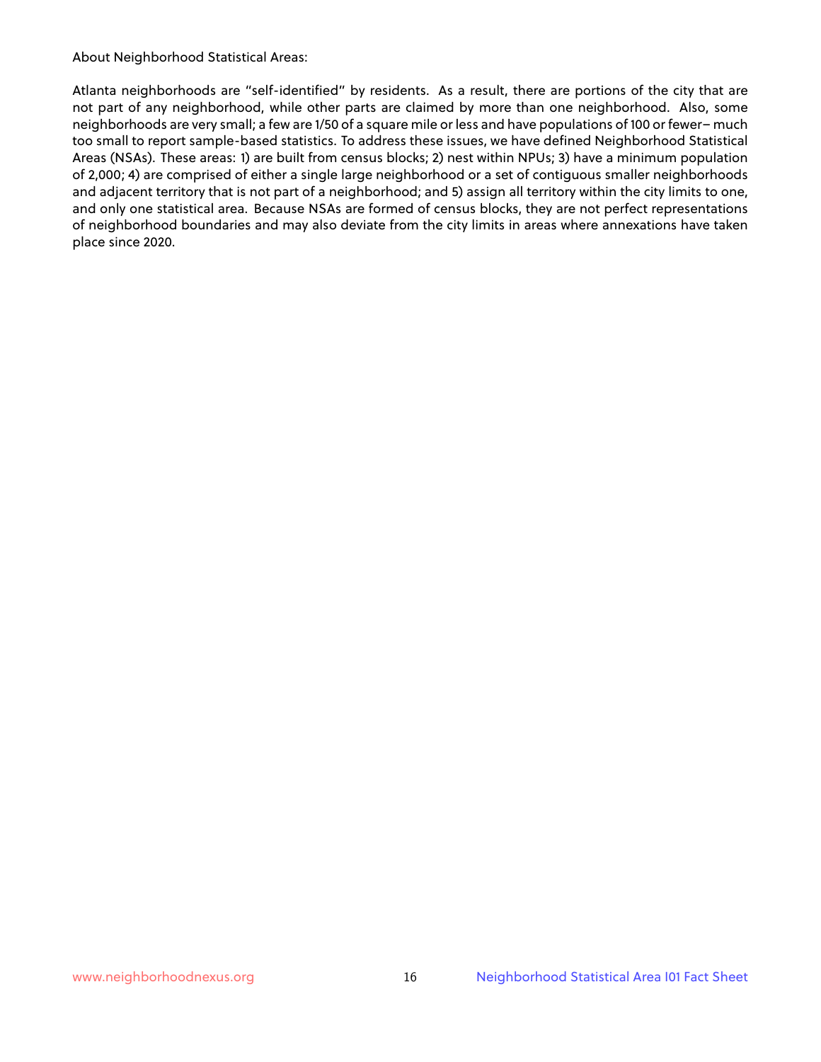About Neighborhood Statistical Areas:

Atlanta neighborhoods are "self-identified" by residents. As a result, there are portions of the city that are not part of any neighborhood, while other parts are claimed by more than one neighborhood. Also, some neighborhoods are very small; a few are 1/50 of a square mile or less and have populations of 100 or fewer– much too small to report sample-based statistics. To address these issues, we have defined Neighborhood Statistical Areas (NSAs). These areas: 1) are built from census blocks; 2) nest within NPUs; 3) have a minimum population of 2,000; 4) are comprised of either a single large neighborhood or a set of contiguous smaller neighborhoods and adjacent territory that is not part of a neighborhood; and 5) assign all territory within the city limits to one, and only one statistical area. Because NSAs are formed of census blocks, they are not perfect representations of neighborhood boundaries and may also deviate from the city limits in areas where annexations have taken place since 2020.